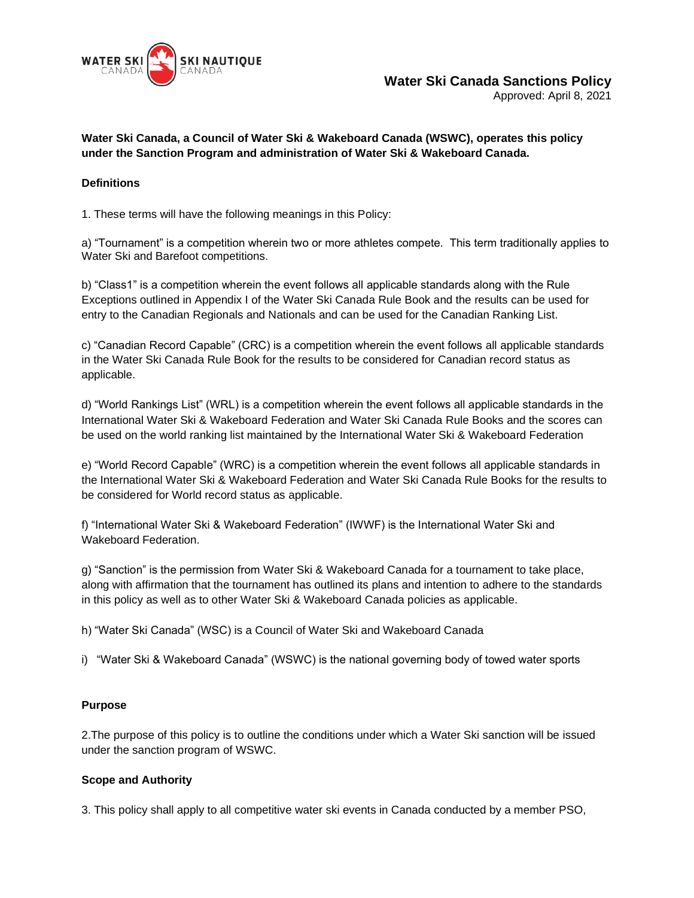# Water Ski Canada Sanctions Policy

Approved: April 8, 2021

**Water Ski Canada, a Council of Water Ski & Wakeboard Canada (WSWC), operates this policy under the Sanction Program and administration of Water Ski & Wakeboard Canada.**

**Definitions**

1. These terms will have the following meanings in this Policy:

a) "Tournament" is a competition wherein two or more athletes compete. This term traditionally applies to Water Ski and Barefoot competitions.

b) "Class1" is a competition wherein the event follows all applicable standards along with the Rule Exceptions outlined in Appendix I of the Water Ski Canada Rule Book and the results can be used for entry to the Canadian Regionals and Nationals and can be used for the Canadian Ranking List.

c) "Canadian Record Capable" (CRC) is a competition wherein the event follows all applicable standards in the Water Ski Canada Rule Book for the results to be considered for Canadian record status as applicable.

d) "World Rankings List" (WRL) is a competition wherein the event follows all applicable standards in the International Water Ski & Wakeboard Federation and Water Ski Canada Rule Books and the scores can be used on the world ranking list maintained by the International Water Ski & Wakeboard Federation

e) "World Record Capable" (WRC) is a competition wherein the event follows all applicable standards in the International Water Ski & Wakeboard Federation and Water Ski Canada Rule Books for the results to be considered for World record status as applicable.

f) "International Water Ski & Wakeboard Federation" (IWWF) is the International Water Ski and Wakeboard Federation.

g) "Sanction" is the permission from Water Ski & Wakeboard Canada for a tournament to take place, along with affirmation that the tournament has outlined its plans and intention to adhere to the standards in this policy as well as to other Water Ski & Wakeboard Canada policies as applicable.

h) "Water Ski Canada" (WSC) is a Council of Water Ski and Wakeboard Canada

i) "Water Ski & Wakeboard Canada" (WSWC) is the national governing body of towed water sports

**Purpose**

2.The purpose of this policy is to outline the conditions under which a Water Ski sanction will be issued under the sanction program of WSWC.

**Scope and Authority**

3. This policy shall apply to all competitive water ski events in Canada conducted by a member PSO,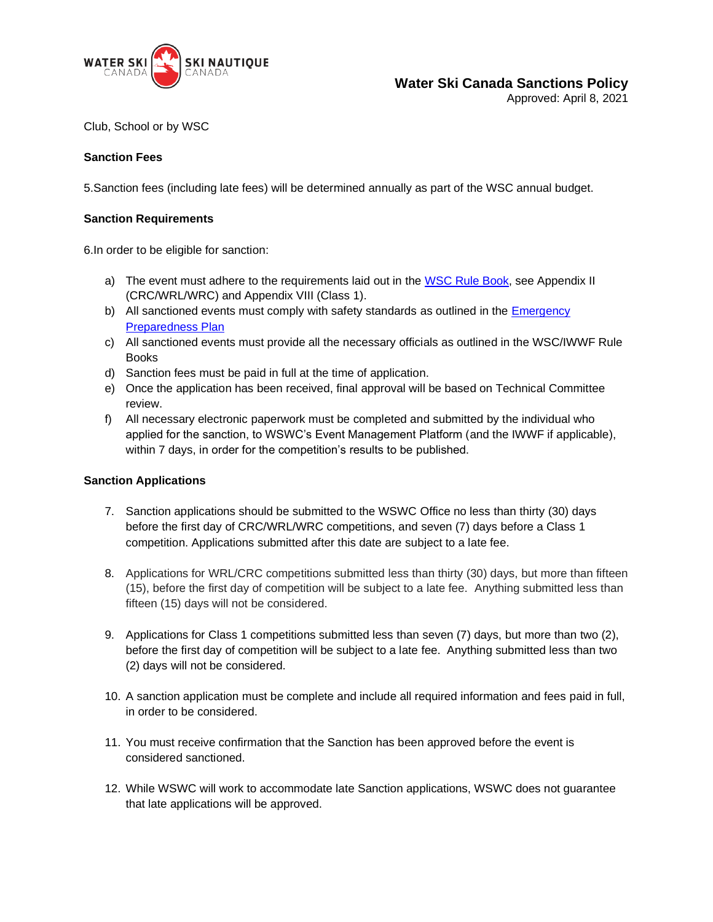Club, School or by WSC

**Sanction Fees**

5.Sanction fees (including late fees) will be determined annually as part of the WSC annual budget.

**Sanction Requirements**

6.In order to be eligible for sanction:

a) The event must adhere to the requirements laid out in the [WSC Rule Book](), see Appendix II (CRC/WRL/WRC) and Appendix VIII (Class 1).
b) All sanctioned events must comply with safety standards as outlined in the [Emergency Preparedness Plan]()
c) All sanctioned events must provide all the necessary officials as outlined in the WSC/IWWF Rule Books
d) Sanction fees must be paid in full at the time of application.
e) Once the application has been received, final approval will be based on Technical Committee review.
f) All necessary electronic paperwork must be completed and submitted by the individual who applied for the sanction, to WSWC's Event Management Platform (and the IWWF if applicable), within 7 days, in order for the competition's results to be published.

**Sanction Applications**

7. Sanction applications should be submitted to the WSWC Office no less than thirty (30) days before the first day of CRC/WRL/WRC competitions, and seven (7) days before a Class 1 competition. Applications submitted after this date are subject to a late fee.

8. Applications for WRL/CRC competitions submitted less than thirty (30) days, but more than fifteen (15), before the first day of competition will be subject to a late fee. Anything submitted less than fifteen (15) days will not be considered.

9. Applications for Class 1 competitions submitted less than seven (7) days, but more than two (2), before the first day of competition will be subject to a late fee. Anything submitted less than two (2) days will not be considered.

10. A sanction application must be complete and include all required information and fees paid in full, in order to be considered.

11. You must receive confirmation that the Sanction has been approved before the event is considered sanctioned.

12. While WSWC will work to accommodate late Sanction applications, WSWC does not guarantee that late applications will be approved.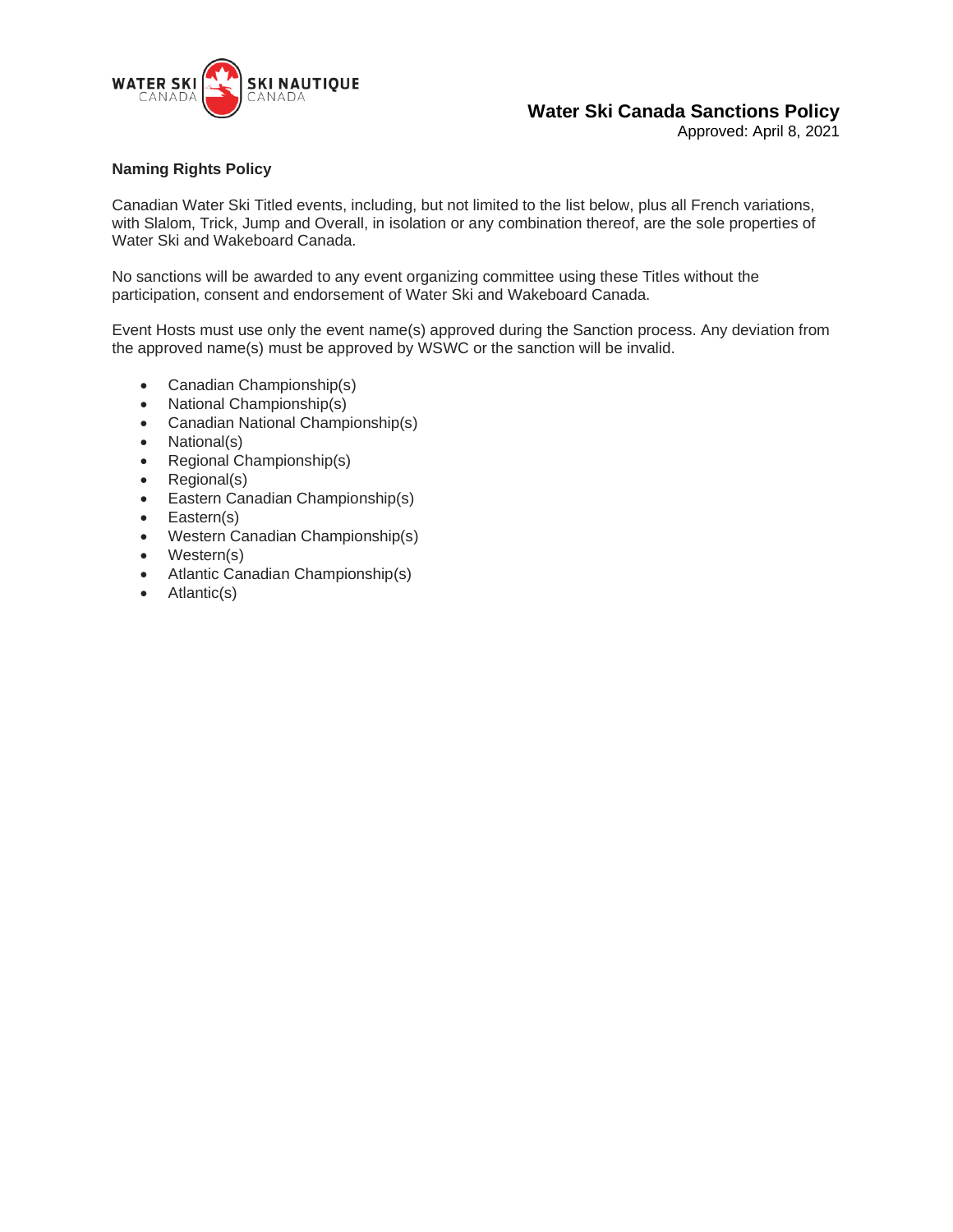**Water Ski Canada Sanctions Policy**
Approved: April 8, 2021

## Naming Rights Policy

Canadian Water Ski Titled events, including, but not limited to the list below, plus all French variations, with Slalom, Trick, Jump and Overall, in isolation or any combination thereof, are the sole properties of Water Ski and Wakeboard Canada.

No sanctions will be awarded to any event organizing committee using these Titles without the participation, consent and endorsement of Water Ski and Wakeboard Canada.

Event Hosts must use only the event name(s) approved during the Sanction process. Any deviation from the approved name(s) must be approved by WSWC or the sanction will be invalid.

- Canadian Championship(s)
- National Championship(s)
- Canadian National Championship(s)
- National(s)
- Regional Championship(s)
- Regional(s)
- Eastern Canadian Championship(s)
- Eastern(s)
- Western Canadian Championship(s)
- Western(s)
- Atlantic Canadian Championship(s)
- Atlantic(s)